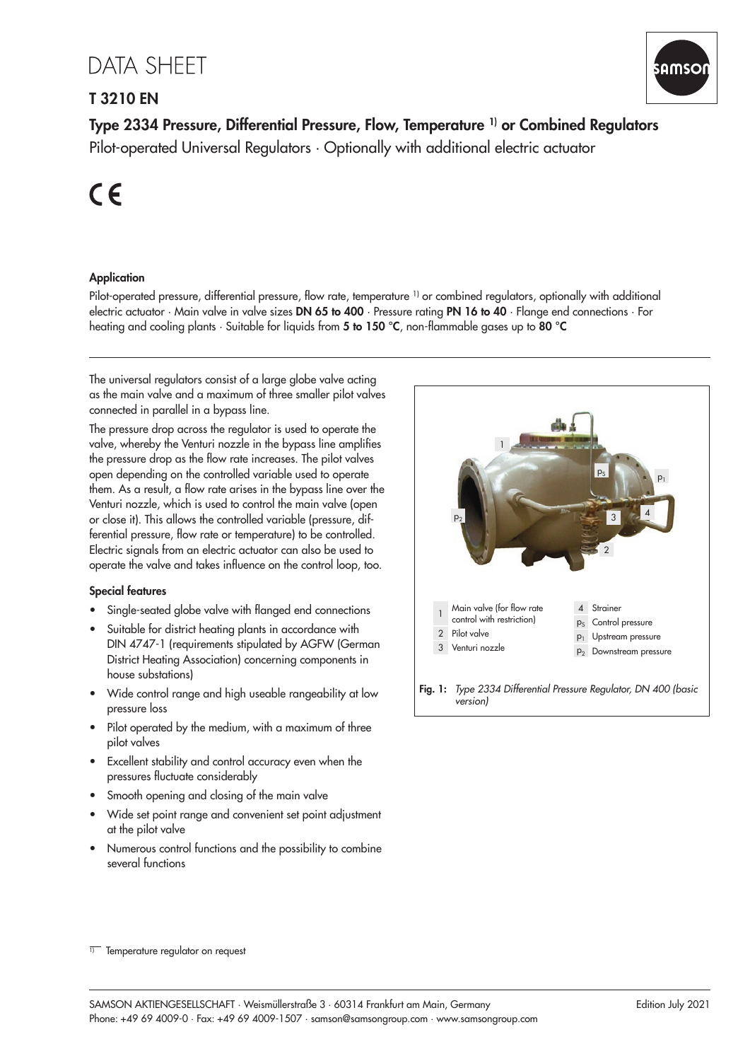# DATA SHEET

## T 3210 EN

## Type 2334 Pressure, Differential Pressure, Flow, Temperature [1] or Combined Regulators

Pilot-operated Universal Regulators · Optionally with additional electric actuator

CE

### Application

Pilot-operated pressure, differential pressure, flow rate, temperature [1] or combined regulators, optionally with additional electric actuator · Main valve in valve sizes **DN 65 to 400** · Pressure rating **PN 16 to 40** · Flange end connections · For heating and cooling plants · Suitable for liquids from **5 to 150 °C**, non-flammable gases up to **80 °C**

The universal regulators consist of a large globe valve acting as the main valve and a maximum of three smaller pilot valves connected in parallel in a bypass line.

The pressure drop across the regulator is used to operate the valve, whereby the Venturi nozzle in the bypass line amplifies the pressure drop as the flow rate increases. The pilot valves open depending on the controlled variable used to operate them. As a result, a flow rate arises in the bypass line over the Venturi nozzle, which is used to control the main valve (open or close it). This allows the controlled variable (pressure, differential pressure, flow rate or temperature) to be controlled. Electric signals from an electric actuator can also be used to operate the valve and takes influence on the control loop, too.

### Special features

- Single-seated globe valve with flanged end connections
- Suitable for district heating plants in accordance with DIN 4747-1 (requirements stipulated by AGFW (German District Heating Association) concerning components in house substations)
- Wide control range and high useable rangeability at low pressure loss
- Pilot operated by the medium, with a maximum of three pilot valves
- Excellent stability and control accuracy even when the pressures fluctuate considerably
- Smooth opening and closing of the main valve
- Wide set point range and convenient set point adjustment at the pilot valve
- Numerous control functions and the possibility to combine several functions

1 Main valve (for flow rate control with restriction)
2 Pilot valve
3 Venturi nozzle
4 Strainer
$p_S$ Control pressure
$p_1$ Upstream pressure
$p_2$ Downstream pressure

**Fig. 1:** *Type 2334 Differential Pressure Regulator, DN 400 (basic version)*

[1] Temperature regulator on request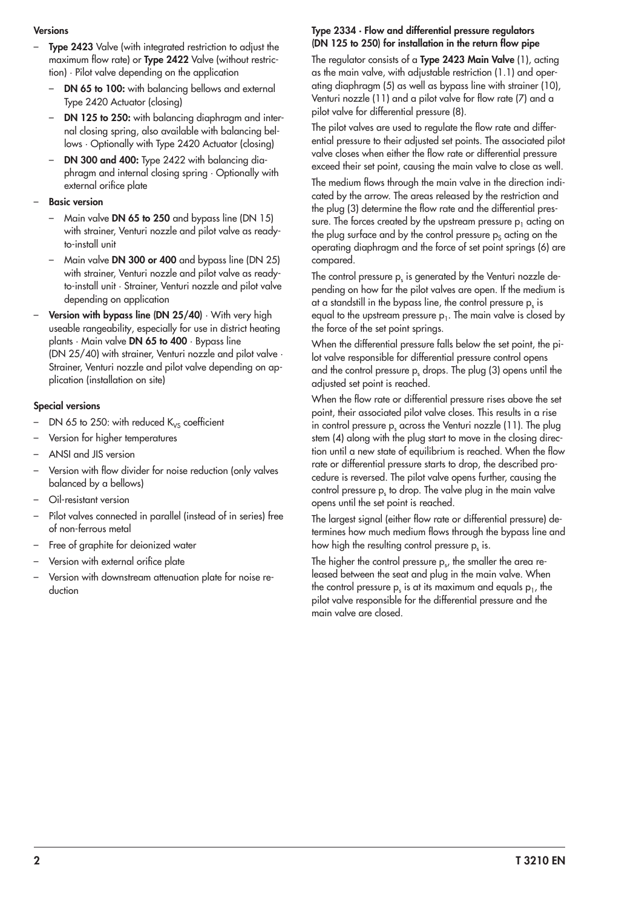### Versions

- **Type 2423** Valve (with integrated restriction to adjust the maximum flow rate) or **Type 2422** Valve (without restriction) · Pilot valve depending on the application
  - **DN 65 to 100:** with balancing bellows and external Type 2420 Actuator (closing)
  - **DN 125 to 250:** with balancing diaphragm and internal closing spring, also available with balancing bellows · Optionally with Type 2420 Actuator (closing)
  - **DN 300 and 400:** Type 2422 with balancing diaphragm and internal closing spring · Optionally with external orifice plate
- **Basic version**
  - Main valve **DN 65 to 250** and bypass line (DN 15) with strainer, Venturi nozzle and pilot valve as ready-to-install unit
  - Main valve **DN 300 or 400** and bypass line (DN 25) with strainer, Venturi nozzle and pilot valve as ready-to-install unit · Strainer, Venturi nozzle and pilot valve depending on application
- **Version with bypass line (DN 25/40)** · With very high useable rangeability, especially for use in district heating plants · Main valve **DN 65 to 400** · Bypass line (DN 25/40) with strainer, Venturi nozzle and pilot valve · Strainer, Venturi nozzle and pilot valve depending on application (installation on site)

### Special versions

- DN 65 to 250: with reduced $K_{VS}$ coefficient
- Version for higher temperatures
- ANSI and JIS version
- Version with flow divider for noise reduction (only valves balanced by a bellows)
- Oil-resistant version
- Pilot valves connected in parallel (instead of in series) free of non-ferrous metal
- Free of graphite for deionized water
- Version with external orifice plate
- Version with downstream attenuation plate for noise reduction

### Type 2334 · Flow and differential pressure regulators (DN 125 to 250) for installation in the return flow pipe

The regulator consists of a **Type 2423 Main Valve** (1), acting as the main valve, with adjustable restriction (1.1) and operating diaphragm (5) as well as bypass line with strainer (10), Venturi nozzle (11) and a pilot valve for flow rate (7) and a pilot valve for differential pressure (8).

The pilot valves are used to regulate the flow rate and differential pressure to their adjusted set points. The associated pilot valve closes when either the flow rate or differential pressure exceed their set point, causing the main valve to close as well.

The medium flows through the main valve in the direction indicated by the arrow. The areas released by the restriction and the plug (3) determine the flow rate and the differential pressure. The forces created by the upstream pressure $p_1$ acting on the plug surface and by the control pressure $p_S$ acting on the operating diaphragm and the force of set point springs (6) are compared.

The control pressure $p_s$ is generated by the Venturi nozzle depending on how far the pilot valves are open. If the medium is at a standstill in the bypass line, the control pressure $p_s$ is equal to the upstream pressure $p_1$. The main valve is closed by the force of the set point springs.

When the differential pressure falls below the set point, the pilot valve responsible for differential pressure control opens and the control pressure $p_s$ drops. The plug (3) opens until the adjusted set point is reached.

When the flow rate or differential pressure rises above the set point, their associated pilot valve closes. This results in a rise in control pressure $p_s$ across the Venturi nozzle (11). The plug stem (4) along with the plug start to move in the closing direction until a new state of equilibrium is reached. When the flow rate or differential pressure starts to drop, the described procedure is reversed. The pilot valve opens further, causing the control pressure $p_s$ to drop. The valve plug in the main valve opens until the set point is reached.

The largest signal (either flow rate or differential pressure) determines how much medium flows through the bypass line and how high the resulting control pressure $p_s$ is.

The higher the control pressure $p_s$, the smaller the area released between the seat and plug in the main valve. When the control pressure $p_s$ is at its maximum and equals $p_1$, the pilot valve responsible for the differential pressure and the main valve are closed.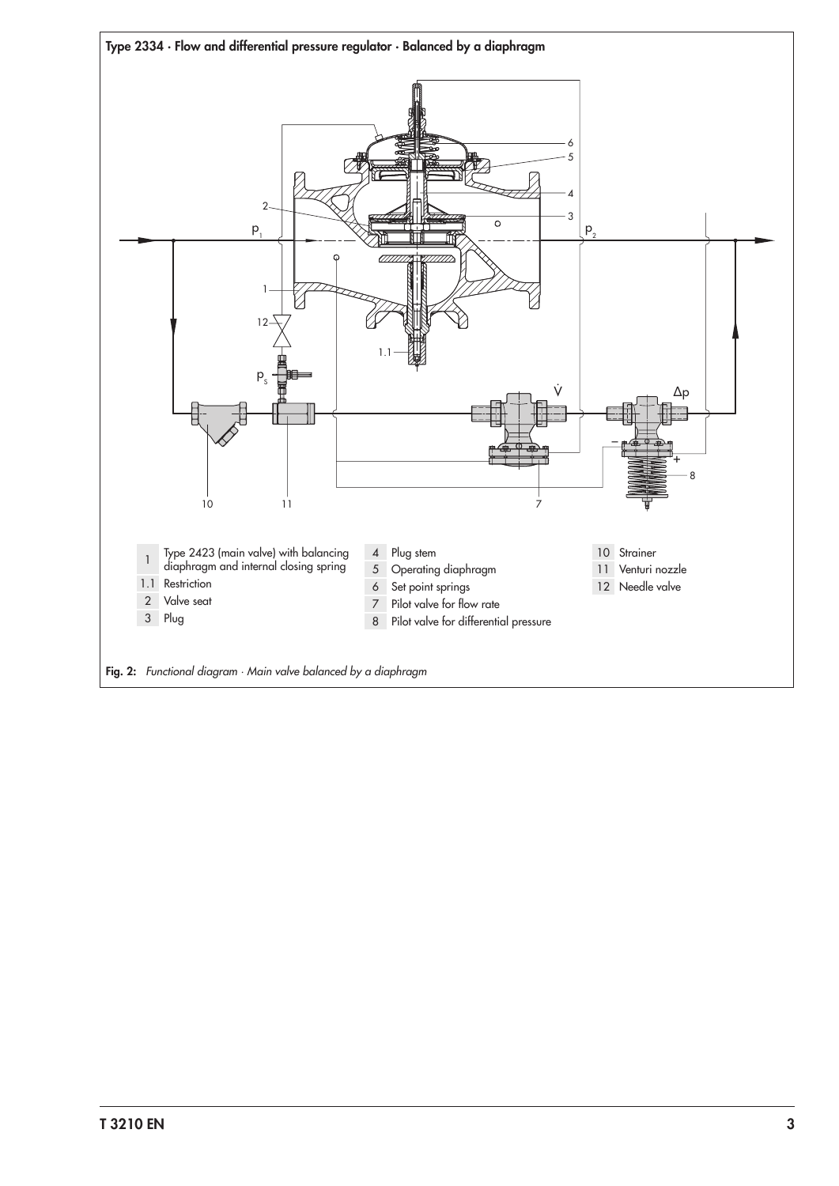**Type 2334 · Flow and differential pressure regulator · Balanced by a diaphragm**

1 Type 2423 (main valve) with balancing diaphragm and internal closing spring
1.1 Restriction
2 Valve seat
3 Plug
4 Plug stem
5 Operating diaphragm
6 Set point springs
7 Pilot valve for flow rate
8 Pilot valve for differential pressure
10 Strainer
11 Venturi nozzle
12 Needle valve

**Fig. 2:** *Functional diagram · Main valve balanced by a diaphragm*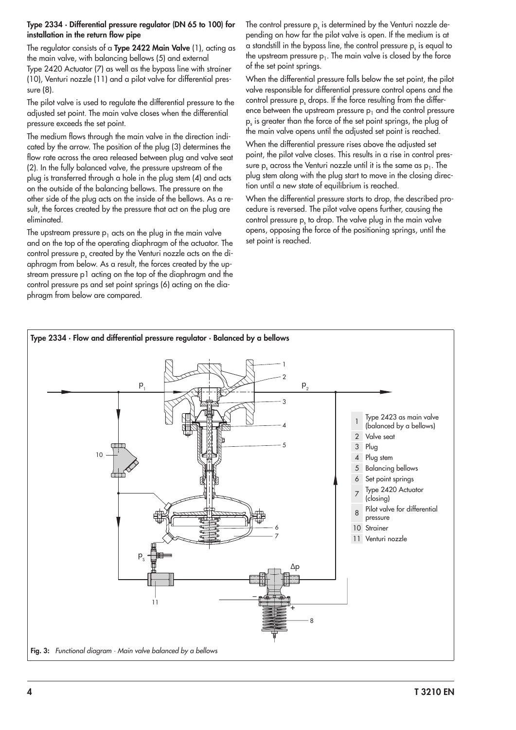**Type 2334 · Differential pressure regulator (DN 65 to 100) for installation in the return flow pipe**

The regulator consists of a **Type 2422 Main Valve** (1), acting as the main valve, with balancing bellows (5) and external Type 2420 Actuator (7) as well as the bypass line with strainer (10), Venturi nozzle (11) and a pilot valve for differential pressure (8).

The pilot valve is used to regulate the differential pressure to the adjusted set point. The main valve closes when the differential pressure exceeds the set point.

The medium flows through the main valve in the direction indicated by the arrow. The position of the plug (3) determines the flow rate across the area released between plug and valve seat (2). In the fully balanced valve, the pressure upstream of the plug is transferred through a hole in the plug stem (4) and acts on the outside of the balancing bellows. The pressure on the other side of the plug acts on the inside of the bellows. As a result, the forces created by the pressure that act on the plug are eliminated.

The upstream pressure $p_1$ acts on the plug in the main valve and on the top of the operating diaphragm of the actuator. The control pressure $p_s$ created by the Venturi nozzle acts on the diaphragm from below. As a result, the forces created by the upstream pressure p1 acting on the top of the diaphragm and the control pressure ps and set point springs (6) acting on the diaphragm from below are compared.

The control pressure $p_s$ is determined by the Venturi nozzle depending on how far the pilot valve is open. If the medium is at a standstill in the bypass line, the control pressure $p_s$ is equal to the upstream pressure $p_1$. The main valve is closed by the force of the set point springs.

When the differential pressure falls below the set point, the pilot valve responsible for differential pressure control opens and the control pressure $p_s$ drops. If the force resulting from the difference between the upstream pressure $p_1$ and the control pressure $p_s$ is greater than the force of the set point springs, the plug of the main valve opens until the adjusted set point is reached.

When the differential pressure rises above the adjusted set point, the pilot valve closes. This results in a rise in control pressure $p_s$ across the Venturi nozzle until it is the same as $p_1$. The plug stem along with the plug start to move in the closing direction until a new state of equilibrium is reached.

When the differential pressure starts to drop, the described procedure is reversed. The pilot valve opens further, causing the control pressure $p_s$ to drop. The valve plug in the main valve opens, opposing the force of the positioning springs, until the set point is reached.

**Type 2334 · Flow and differential pressure regulator · Balanced by a bellows**

| No. | Designation |
|---|---|
| 1 | Type 2423 as main valve (balanced by a bellows) |
| 2 | Valve seat |
| 3 | Plug |
| 4 | Plug stem |
| 5 | Balancing bellows |
| 6 | Set point springs |
| 7 | Type 2420 Actuator (closing) |
| 8 | Pilot valve for differential pressure |
| 10 | Strainer |
| 11 | Venturi nozzle |

**Fig. 3:** *Functional diagram · Main valve balanced by a bellows*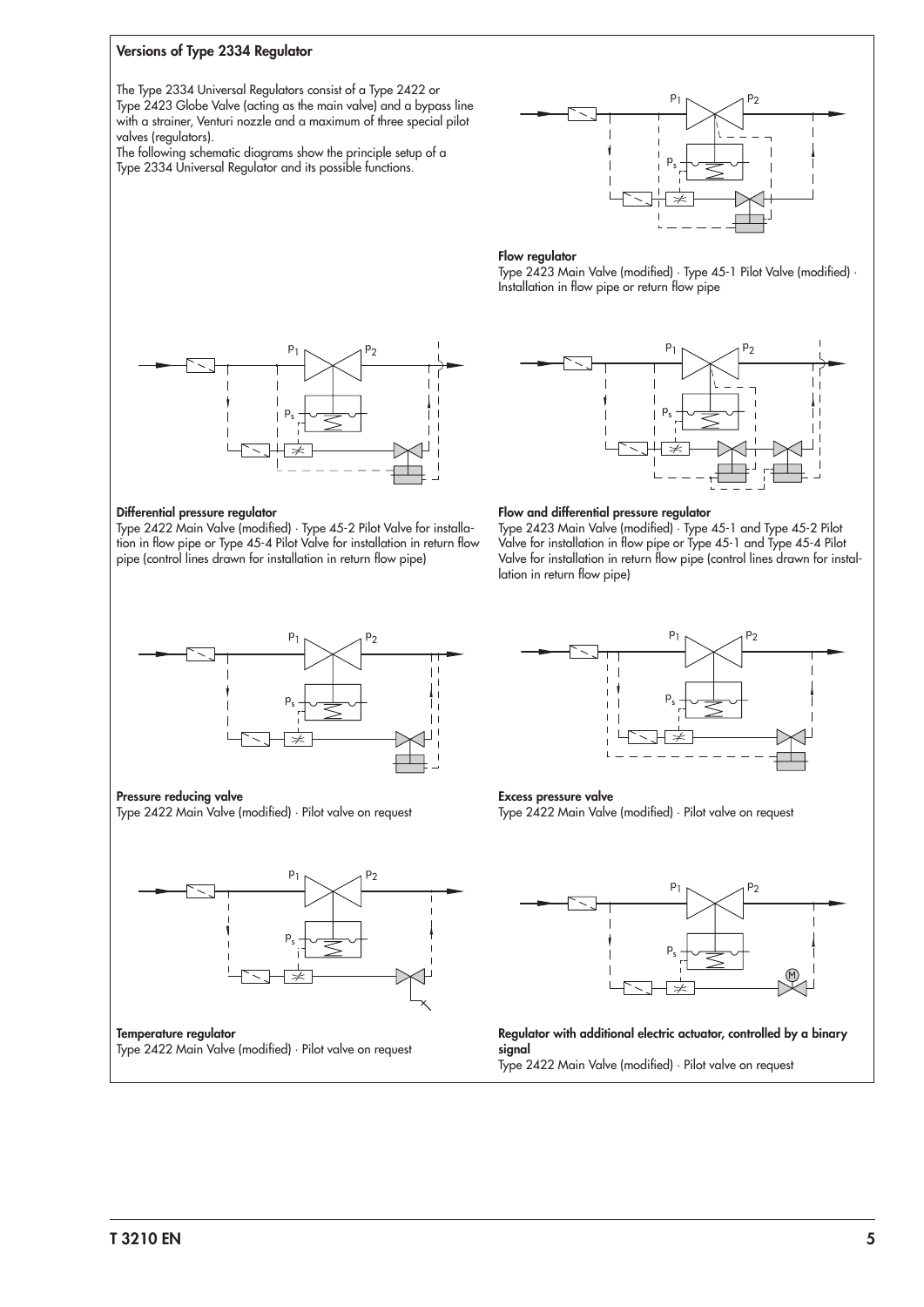## Versions of Type 2334 Regulator

The Type 2334 Universal Regulators consist of a Type 2422 or Type 2423 Globe Valve (acting as the main valve) and a bypass line with a strainer, Venturi nozzle and a maximum of three special pilot valves (regulators).

The following schematic diagrams show the principle setup of a Type 2334 Universal Regulator and its possible functions.

**Flow regulator**
Type 2423 Main Valve (modified) · Type 45-1 Pilot Valve (modified) · Installation in flow pipe or return flow pipe

**Differential pressure regulator**
Type 2422 Main Valve (modified) · Type 45-2 Pilot Valve for installation in flow pipe or Type 45-4 Pilot Valve for installation in return flow pipe (control lines drawn for installation in return flow pipe)

**Flow and differential pressure regulator**
Type 2423 Main Valve (modified) · Type 45-1 and Type 45-2 Pilot Valve for installation in flow pipe or Type 45-1 and Type 45-4 Pilot Valve for installation in return flow pipe (control lines drawn for installation in return flow pipe)

**Pressure reducing valve**
Type 2422 Main Valve (modified) · Pilot valve on request

**Excess pressure valve**
Type 2422 Main Valve (modified) · Pilot valve on request

**Temperature regulator**
Type 2422 Main Valve (modified) · Pilot valve on request

**Regulator with additional electric actuator, controlled by a binary signal**
Type 2422 Main Valve (modified) · Pilot valve on request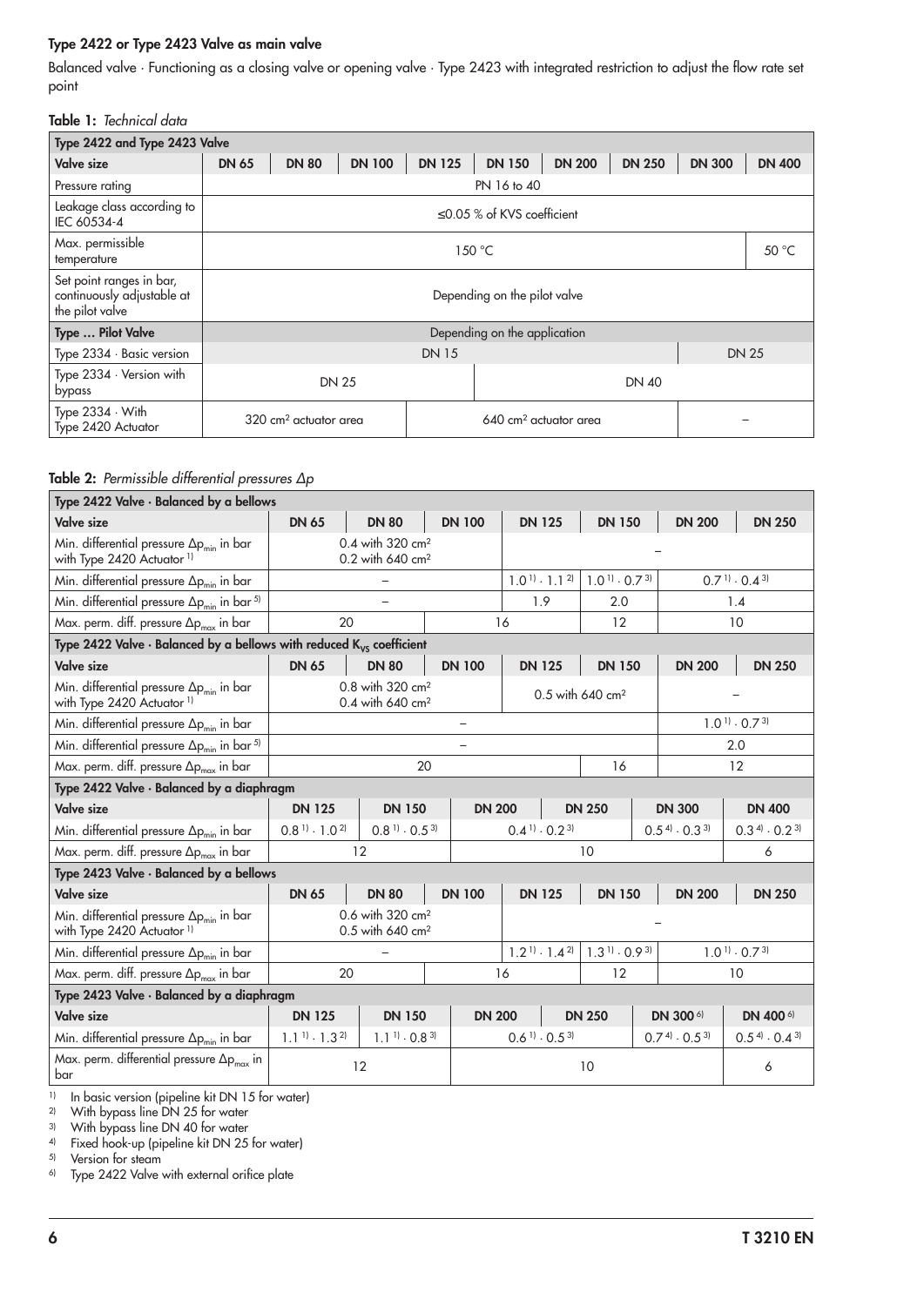### Type 2422 or Type 2423 Valve as main valve

Balanced valve · Functioning as a closing valve or opening valve · Type 2423 with integrated restriction to adjust the flow rate set point

**Table 1:** *Technical data*

| **Type 2422 and Type 2423 Valve** | | | | | | | | | |
|---|---|---|---|---|---|---|---|---|---|
| **Valve size** | **DN 65** | **DN 80** | **DN 100** | **DN 125** | **DN 150** | **DN 200** | **DN 250** | **DN 300** | **DN 400** |
| Pressure rating | PN 16 to 40 | | | | | | | | |
| Leakage class according to IEC 60534-4 | ≤0.05 % of KVS coefficient | | | | | | | | |
| Max. permissible temperature | 150 °C | | | | | | | | 50 °C |
| Set point ranges in bar, continuously adjustable at the pilot valve | Depending on the pilot valve | | | | | | | | |
| **Type … Pilot Valve** | Depending on the application | | | | | | | | |
| Type 2334 · Basic version | DN 15 | | | | | | | DN 25 | |
| Type 2334 · Version with bypass | DN 25 | | | | DN 40 | | | | |
| Type 2334 · With Type 2420 Actuator | 320 cm² actuator area | | | 640 cm² actuator area | | | | – | |

**Table 2:** *Permissible differential pressures Δp*

| **Type 2422 Valve · Balanced by a bellows** | | | | | | | |
|---|---|---|---|---|---|---|---|
| **Valve size** | **DN 65** | **DN 80** | **DN 100** | **DN 125** | **DN 150** | **DN 200** | **DN 250** |
| Min. differential pressure $\Delta p_{min}$ in bar with Type 2420 Actuator [1] | 0.4 with 320 cm²<br>0.2 with 640 cm² | | | – | | | |
| Min. differential pressure $\Delta p_{min}$ in bar | – | | | 1.0 [1] · 1.1 [2] | 1.0 [1] · 0.7 [3] | 0.7 [1] · 0.4 [3] | |
| Min. differential pressure $\Delta p_{min}$ in bar [5] | – | | | 1.9 | 2.0 | 1.4 | |
| Max. perm. diff. pressure $\Delta p_{max}$ in bar | 20 | | 16 | | 12 | 10 | |

| **Type 2422 Valve · Balanced by a bellows with reduced $K_{VS}$ coefficient** | | | | | | | |
|---|---|---|---|---|---|---|---|
| **Valve size** | **DN 65** | **DN 80** | **DN 100** | **DN 125** | **DN 150** | **DN 200** | **DN 250** |
| Min. differential pressure $\Delta p_{min}$ in bar with Type 2420 Actuator [1] | 0.8 with 320 cm²<br>0.4 with 640 cm² | | | 0.5 with 640 cm² | | – | |
| Min. differential pressure $\Delta p_{min}$ in bar | – | | | | | 1.0 [1] · 0.7 [3] | |
| Min. differential pressure $\Delta p_{min}$ in bar [5] | – | | | | | 2.0 | |
| Max. perm. diff. pressure $\Delta p_{max}$ in bar | 20 | | | | 16 | 12 | |

| **Type 2422 Valve · Balanced by a diaphragm** | | | | | | |
|---|---|---|---|---|---|---|
| **Valve size** | **DN 125** | **DN 150** | **DN 200** | **DN 250** | **DN 300** | **DN 400** |
| Min. differential pressure $\Delta p_{min}$ in bar | 0.8 [1] · 1.0 [2] | 0.8 [1] · 0.5 [3] | 0.4 [1] · 0.2 [3] | | 0.5 [4] · 0.3 [3] | 0.3 [4] · 0.2 [3] |
| Max. perm. diff. pressure $\Delta p_{max}$ in bar | 12 | | 10 | | | 6 |

| **Type 2423 Valve · Balanced by a bellows** | | | | | | | |
|---|---|---|---|---|---|---|---|
| **Valve size** | **DN 65** | **DN 80** | **DN 100** | **DN 125** | **DN 150** | **DN 200** | **DN 250** |
| Min. differential pressure $\Delta p_{min}$ in bar with Type 2420 Actuator [1] | 0.6 with 320 cm²<br>0.5 with 640 cm² | | | – | | | |
| Min. differential pressure $\Delta p_{min}$ in bar | – | | | 1.2 [1] · 1.4 [2] | 1.3 [1] · 0.9 [3] | 1.0 [1] · 0.7 [3] | |
| Max. perm. diff. pressure $\Delta p_{max}$ in bar | 20 | | 16 | | 12 | 10 | |

| **Type 2423 Valve · Balanced by a diaphragm** | | | | | | |
|---|---|---|---|---|---|---|
| **Valve size** | **DN 125** | **DN 150** | **DN 200** | **DN 250** | **DN 300** [6] | **DN 400** [6] |
| Min. differential pressure $\Delta p_{min}$ in bar | 1.1 [1] · 1.3 [2] | 1.1 [1] · 0.8 [3] | 0.6 [1] · 0.5 [3] | | 0.7 [4] · 0.5 [3] | 0.5 [4] · 0.4 [3] |
| Max. perm. differential pressure $\Delta p_{max}$ in bar | 12 | | 10 | | | 6 |

[1] In basic version (pipeline kit DN 15 for water)
[2] With bypass line DN 25 for water
[3] With bypass line DN 40 for water
[4] Fixed hook-up (pipeline kit DN 25 for water)
[5] Version for steam
[6] Type 2422 Valve with external orifice plate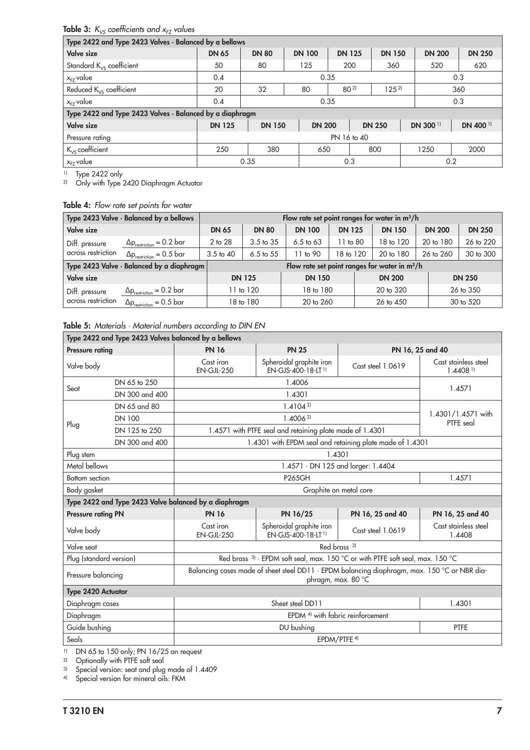**Table 3:** *$K_{VS}$ coefficients and $x_{FZ}$ values*

| Type 2422 and Type 2423 Valves · Balanced by a bellows | | | | | | | |
|---|---|---|---|---|---|---|---|
| **Valve size** | **DN 65** | **DN 80** | **DN 100** | **DN 125** | **DN 150** | **DN 200** | **DN 250** |
| Standard $K_{VS}$ coefficient | 50 | 80 | 125 | 200 | 360 | 520 | 620 |
| $x_{FZ}$ value | 0.4 | 0.35 | | | | 0.3 | |
| Reduced $K_{VS}$ coefficient | 20 | 32 | 80 | 80 [2] | 125 [2] | 360 | |
| $x_{FZ}$ value | 0.4 | 0.35 | | | | 0.3 | |

| Type 2422 and Type 2423 Valves · Balanced by a diaphragm | | | | | | |
|---|---|---|---|---|---|---|
| **Valve size** | **DN 125** | **DN 150** | **DN 200** | **DN 250** | **DN 300** [1] | **DN 400** [1] |
| Pressure rating | PN 16 to 40 | | | | | |
| $K_{VS}$ coefficient | 250 | 380 | 650 | 800 | 1250 | 2000 |
| $x_{FZ}$ value | 0.35 | | 0.3 | | 0.2 | |

[1] Type 2422 only
[2] Only with Type 2420 Diaphragm Actuator

**Table 4:** *Flow rate set points for water*

| Type 2423 Valve · Balanced by a bellows | | Flow rate set point ranges for water in $m^3/h$ | | | | | | |
|---|---|---|---|---|---|---|---|---|
| **Valve size** | | **DN 65** | **DN 80** | **DN 100** | **DN 125** | **DN 150** | **DN 200** | **DN 250** |
| Diff. pressure across restriction | $\Delta p_{restriction}$ = 0.2 bar | 2 to 28 | 3.5 to 35 | 6.5 to 63 | 11 to 80 | 18 to 120 | 20 to 180 | 26 to 220 |
| | $\Delta p_{restriction}$ = 0.5 bar | 3.5 to 40 | 6.5 to 55 | 11 to 90 | 18 to 120 | 20 to 180 | 26 to 260 | 30 to 300 |

| Type 2423 Valve · Balanced by a diaphragm | | Flow rate set point ranges for water in $m^3/h$ | | | |
|---|---|---|---|---|---|
| **Valve size** | | **DN 125** | **DN 150** | **DN 200** | **DN 250** |
| Diff. pressure across restriction | $\Delta p_{restriction}$ = 0.2 bar | 11 to 120 | 18 to 180 | 20 to 320 | 26 to 350 |
| | $\Delta p_{restriction}$ = 0.5 bar | 18 to 180 | 20 to 260 | 26 to 450 | 30 to 520 |

**Table 5:** *Materials · Material numbers according to DIN EN*

| Type 2422 and Type 2423 Valves balanced by a bellows | | | | | |
|---|---|---|---|---|---|
| **Pressure rating** | | **PN 16** | **PN 25** | **PN 16, 25 and 40** | |
| Valve body | | Cast iron EN-GJL-250 | Spheroidal graphite iron EN-GJS-400-18-LT [1] | Cast steel 1.0619 | Cast stainless steel 1.4408 [1] |
| Seat | DN 65 to 250 | 1.4006 | | | 1.4571 |
| | DN 300 and 400 | 1.4301 | | | |
| Plug | DN 65 and 80 | 1.4104 [2] | | | 1.4301/1.4571 with PTFE seal |
| | DN 100 | 1.4006 [2] | | | |
| | DN 125 to 250 | 1.4571 with PTFE seal and retaining plate made of 1.4301 | | | |
| | DN 300 and 400 | 1.4301 with EPDM seal and retaining plate made of 1.4301 | | | |
| Plug stem | | 1.4301 | | | |
| Metal bellows | | 1.4571 · DN 125 and larger: 1.4404 | | | |
| Bottom section | | P265GH | | | 1.4571 |
| Body gasket | | Graphite on metal core | | | |

| Type 2422 and Type 2423 Valve balanced by a diaphragm | | | | |
|---|---|---|---|---|
| **Pressure rating PN** | **PN 16** | **PN 16/25** | **PN 16, 25 and 40** | **PN 16, 25 and 40** |
| Valve body | Cast iron EN-GJL-250 | Spheroidal graphite iron EN-GJS-400-18-LT [1] | Cast steel 1.0619 | Cast stainless steel 1.4408 |
| Valve seat | Red brass [3] | | | |
| Plug (standard version) | Red brass [3] · EPDM soft seal, max. 150 °C or with PTFE soft seal, max. 150 °C | | | |
| Pressure balancing | Balancing cases made of sheet steel DD11 · EPDM balancing diaphragm, max. 150 °C or NBR diaphragm, max. 80 °C | | | |
| **Type 2420 Actuator** | | | | |
| Diaphragm cases | Sheet steel DD11 | | | 1.4301 |
| Diaphragm | EPDM [4] with fabric reinforcement | | | |
| Guide bushing | DU bushing | | | PTFE |
| Seals | EPDM/PTFE [4] | | | |

[1] DN 65 to 150 only; PN 16/25 on request
[2] Optionally with PTFE soft seal
[3] Special version: seat and plug made of 1.4409
[4] Special version for mineral oils: FKM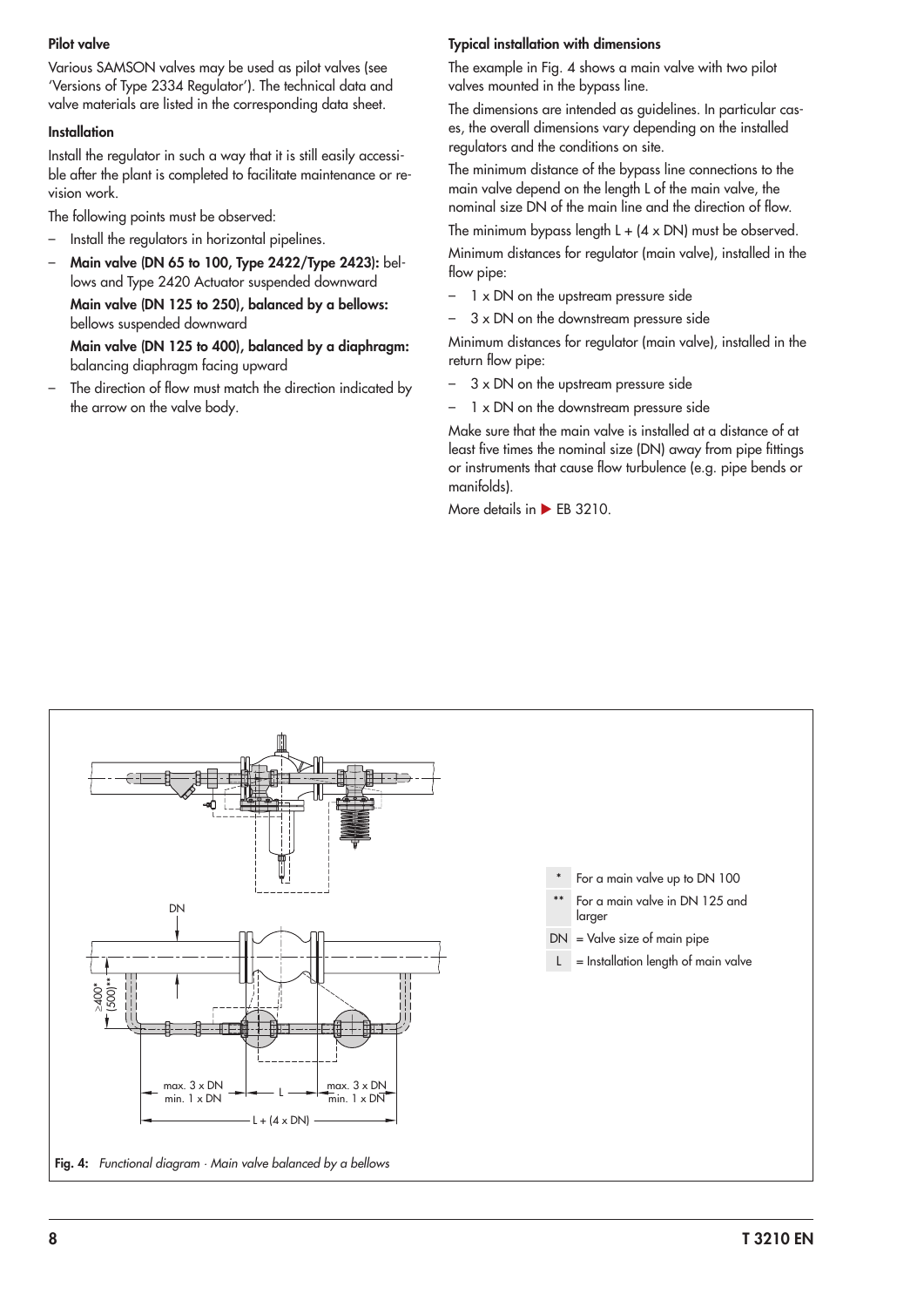#### Pilot valve

Various SAMSON valves may be used as pilot valves (see 'Versions of Type 2334 Regulator'). The technical data and valve materials are listed in the corresponding data sheet.

#### Installation

Install the regulator in such a way that it is still easily accessible after the plant is completed to facilitate maintenance or revision work.

The following points must be observed:

- Install the regulators in horizontal pipelines.
- **Main valve (DN 65 to 100, Type 2422/Type 2423):** bellows and Type 2420 Actuator suspended downward

  **Main valve (DN 125 to 250), balanced by a bellows:** bellows suspended downward

  **Main valve (DN 125 to 400), balanced by a diaphragm:** balancing diaphragm facing upward
- The direction of flow must match the direction indicated by the arrow on the valve body.

#### Typical installation with dimensions

The example in Fig. 4 shows a main valve with two pilot valves mounted in the bypass line.

The dimensions are intended as guidelines. In particular cases, the overall dimensions vary depending on the installed regulators and the conditions on site.

The minimum distance of the bypass line connections to the main valve depend on the length L of the main valve, the nominal size DN of the main line and the direction of flow.

The minimum bypass length L + (4 x DN) must be observed.

Minimum distances for regulator (main valve), installed in the flow pipe:

- 1 x DN on the upstream pressure side
- 3 x DN on the downstream pressure side

Minimum distances for regulator (main valve), installed in the return flow pipe:

- 3 x DN on the upstream pressure side
- 1 x DN on the downstream pressure side

Make sure that the main valve is installed at a distance of at least five times the nominal size (DN) away from pipe fittings or instruments that cause flow turbulence (e.g. pipe bends or manifolds).

More details in ► EB 3210.

DN

≥400* (500)**

max. 3 x DN min. 1 x DN — L — max. 3 x DN min. 1 x DN

L + (4 x DN)

\* For a main valve up to DN 100

\*\* For a main valve in DN 125 and larger

DN = Valve size of main pipe

L = Installation length of main valve

**Fig. 4:** *Functional diagram · Main valve balanced by a bellows*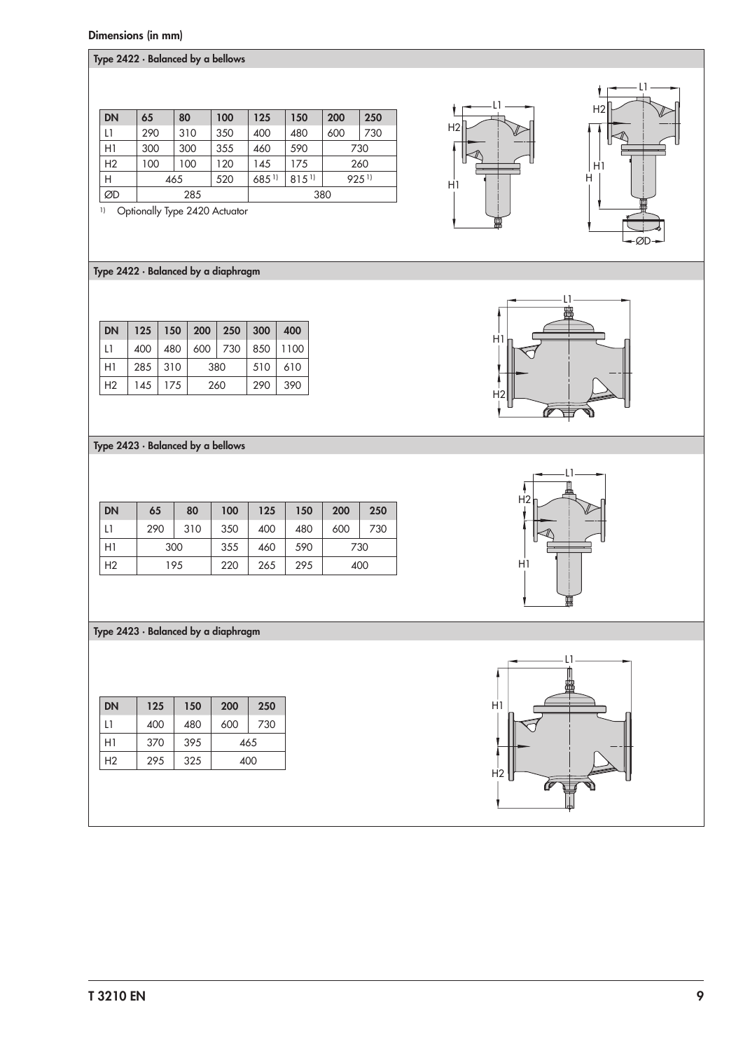**Dimensions (in mm)**

**Type 2422 · Balanced by a bellows**

| DN | 65 | 80 | 100 | 125 | 150 | 200 | 250 |
|---|---|---|---|---|---|---|---|
| L1 | 290 | 310 | 350 | 400 | 480 | 600 | 730 |
| H1 | 300 | 300 | 355 | 460 | 590 | 730 | |
| H2 | 100 | 100 | 120 | 145 | 175 | 260 | |
| H | 465 | | 520 | 685 [1] | 815 [1] | 925 [1] | |
| ØD | 285 | | | 380 | | | |

[1] Optionally Type 2420 Actuator

**Type 2422 · Balanced by a diaphragm**

| DN | 125 | 150 | 200 | 250 | 300 | 400 |
|---|---|---|---|---|---|---|
| L1 | 400 | 480 | 600 | 730 | 850 | 1100 |
| H1 | 285 | 310 | 380 | | 510 | 610 |
| H2 | 145 | 175 | 260 | | 290 | 390 |

**Type 2423 · Balanced by a bellows**

| DN | 65 | 80 | 100 | 125 | 150 | 200 | 250 |
|---|---|---|---|---|---|---|---|
| L1 | 290 | 310 | 350 | 400 | 480 | 600 | 730 |
| H1 | 300 | | 355 | 460 | 590 | 730 | |
| H2 | 195 | | 220 | 265 | 295 | 400 | |

**Type 2423 · Balanced by a diaphragm**

| DN | 125 | 150 | 200 | 250 |
|---|---|---|---|---|
| L1 | 400 | 480 | 600 | 730 |
| H1 | 370 | 395 | 465 | |
| H2 | 295 | 325 | 400 | |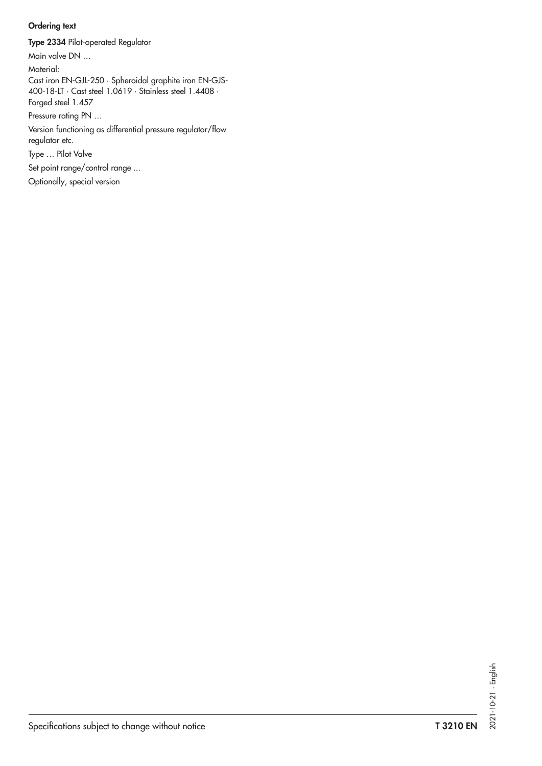**Ordering text**

**Type 2334** Pilot-operated Regulator

Main valve DN …

Material:
Cast iron EN-GJL-250 · Spheroidal graphite iron EN-GJS-400-18-LT · Cast steel 1.0619 · Stainless steel 1.4408 · Forged steel 1.457

Pressure rating PN …

Version functioning as differential pressure regulator/flow regulator etc.

Type … Pilot Valve

Set point range/control range ...

Optionally, special version

Specifications subject to change without notice